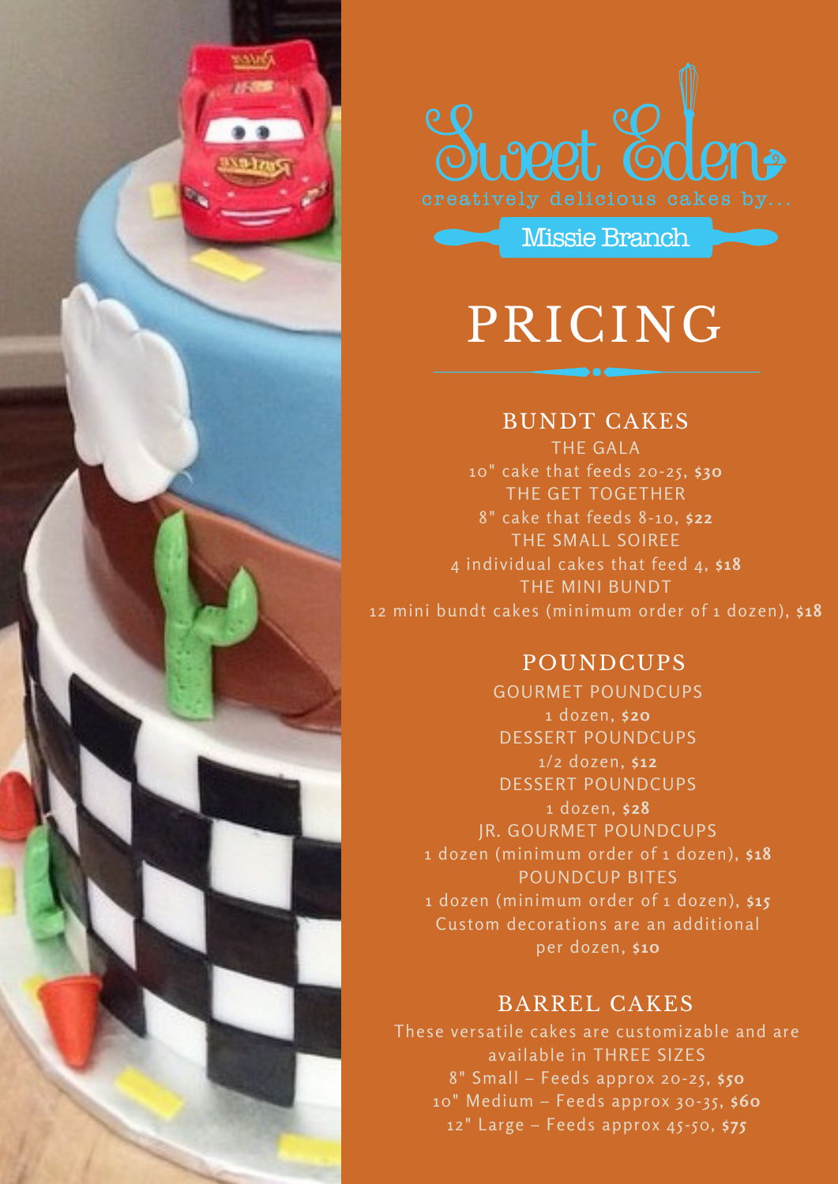# Sweet Eden

creatively delicious cakes by...

Missie Branch

## PRICING

### BUNDT CAKES

THE GALA
10" cake that feeds 20-25, **$30**

THE GET TOGETHER
8" cake that feeds 8-10, **$22**

THE SMALL SOIREE
4 individual cakes that feed 4, **$18**

THE MINI BUNDT
12 mini bundt cakes (minimum order of 1 dozen), **$18**

### POUNDCUPS

GOURMET POUNDCUPS
1 dozen, **$20**

DESSERT POUNDCUPS
1/2 dozen, **$12**

DESSERT POUNDCUPS
1 dozen, **$28**

JR. GOURMET POUNDCUPS
1 dozen (minimum order of 1 dozen), **$18**

POUNDCUP BITES
1 dozen (minimum order of 1 dozen), **$15**

Custom decorations are an additional per dozen, **$10**

### BARREL CAKES

These versatile cakes are customizable and are available in THREE SIZES

8" Small – Feeds approx 20-25, **$50**
10" Medium – Feeds approx 30-35, **$60**
12" Large – Feeds approx 45-50, **$75**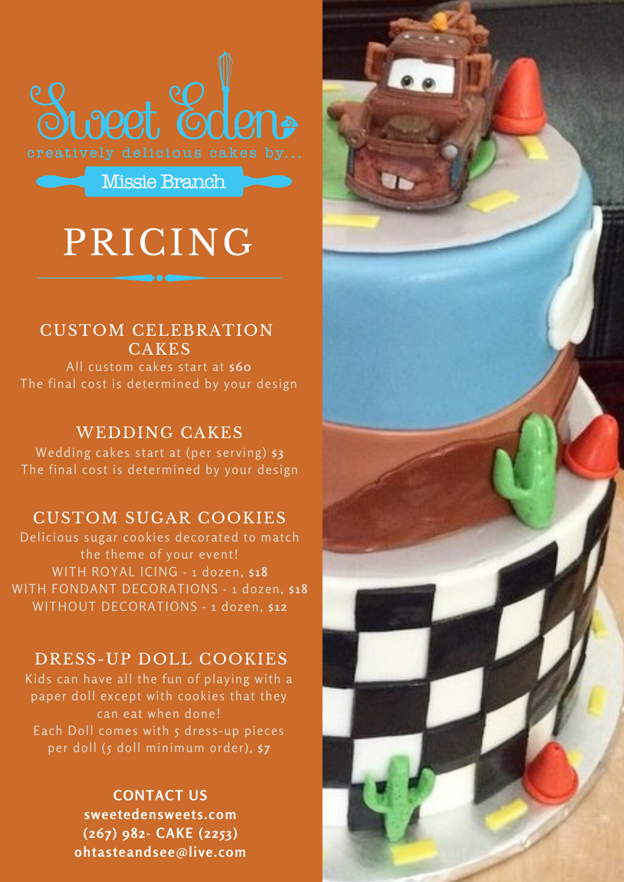# Sweet Eden

creatively delicious cakes by...

Missie Branch

## PRICING

### CUSTOM CELEBRATION CAKES

All custom cakes start at **$60**
The final cost is determined by your design

### WEDDING CAKES

Wedding cakes start at (per serving) **$3**
The final cost is determined by your design

### CUSTOM SUGAR COOKIES

Delicious sugar cookies decorated to match the theme of your event!
WITH ROYAL ICING - 1 dozen, **$18**
WITH FONDANT DECORATIONS - 1 dozen, **$18**
WITHOUT DECORATIONS - 1 dozen, **$12**

### DRESS-UP DOLL COOKIES

Kids can have all the fun of playing with a paper doll except with cookies that they can eat when done!
Each Doll comes with 5 dress-up pieces per doll (5 doll minimum order), **$7**

**CONTACT US**
**sweetedensweets.com**
**(267) 982- CAKE (2253)**
**ohtasteandsee@live.com**